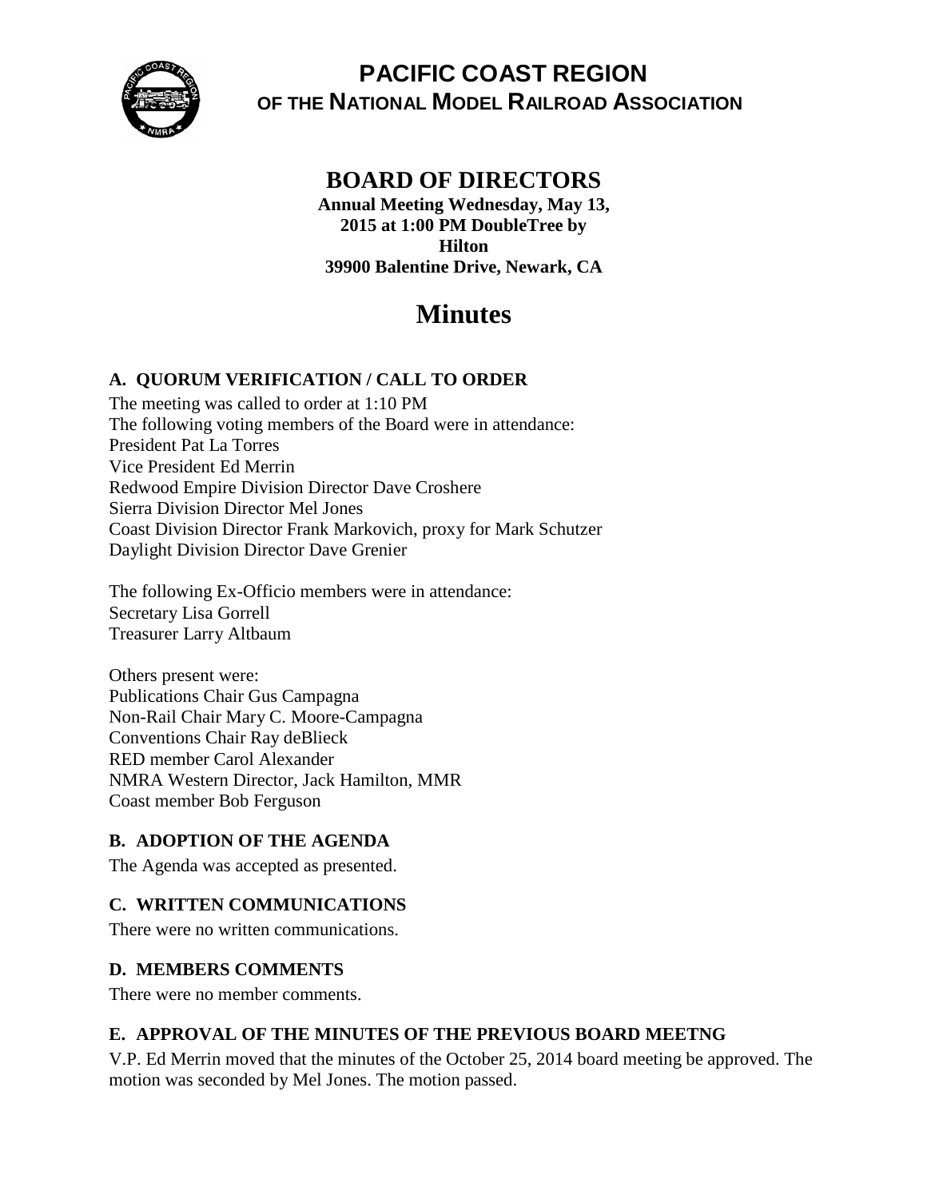# PACIFIC COAST REGION

## OF THE NATIONAL MODEL RAILROAD ASSOCIATION

## BOARD OF DIRECTORS

**Annual Meeting Wednesday, May 13, 2015 at 1:00 PM DoubleTree by Hilton**
**39900 Balentine Drive, Newark, CA**

# Minutes

### A. QUORUM VERIFICATION / CALL TO ORDER

The meeting was called to order at 1:10 PM
The following voting members of the Board were in attendance:
President Pat La Torres
Vice President Ed Merrin
Redwood Empire Division Director Dave Croshere
Sierra Division Director Mel Jones
Coast Division Director Frank Markovich, proxy for Mark Schutzer
Daylight Division Director Dave Grenier

The following Ex-Officio members were in attendance:
Secretary Lisa Gorrell
Treasurer Larry Altbaum

Others present were:
Publications Chair Gus Campagna
Non-Rail Chair Mary C. Moore-Campagna
Conventions Chair Ray deBlieck
RED member Carol Alexander
NMRA Western Director, Jack Hamilton, MMR
Coast member Bob Ferguson

### B. ADOPTION OF THE AGENDA

The Agenda was accepted as presented.

### C. WRITTEN COMMUNICATIONS

There were no written communications.

### D. MEMBERS COMMENTS

There were no member comments.

### E. APPROVAL OF THE MINUTES OF THE PREVIOUS BOARD MEETNG

V.P. Ed Merrin moved that the minutes of the October 25, 2014 board meeting be approved. The motion was seconded by Mel Jones. The motion passed.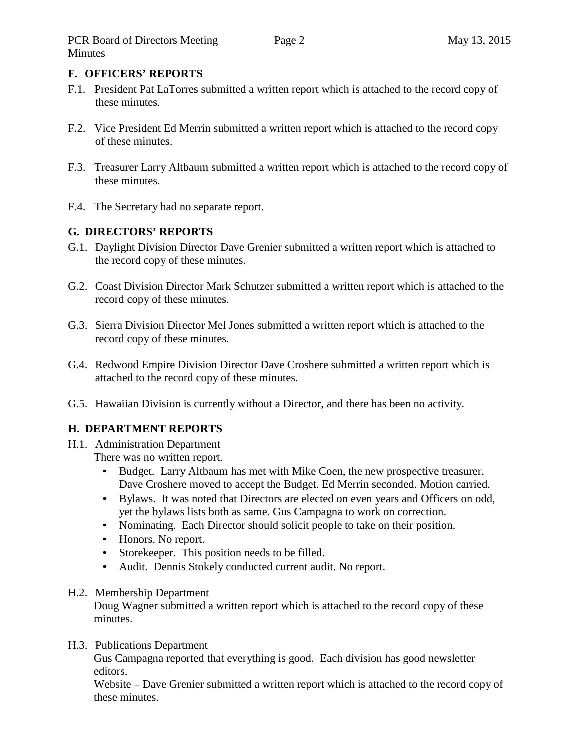## F. OFFICERS' REPORTS

F.1. President Pat LaTorres submitted a written report which is attached to the record copy of these minutes.

F.2. Vice President Ed Merrin submitted a written report which is attached to the record copy of these minutes.

F.3. Treasurer Larry Altbaum submitted a written report which is attached to the record copy of these minutes.

F.4. The Secretary had no separate report.

## G. DIRECTORS' REPORTS

G.1. Daylight Division Director Dave Grenier submitted a written report which is attached to the record copy of these minutes.

G.2. Coast Division Director Mark Schutzer submitted a written report which is attached to the record copy of these minutes.

G.3. Sierra Division Director Mel Jones submitted a written report which is attached to the record copy of these minutes.

G.4. Redwood Empire Division Director Dave Croshere submitted a written report which is attached to the record copy of these minutes.

G.5. Hawaiian Division is currently without a Director, and there has been no activity.

## H. DEPARTMENT REPORTS

H.1. Administration Department

There was no written report.

- Budget. Larry Altbaum has met with Mike Coen, the new prospective treasurer. Dave Croshere moved to accept the Budget. Ed Merrin seconded. Motion carried.
- Bylaws. It was noted that Directors are elected on even years and Officers on odd, yet the bylaws lists both as same. Gus Campagna to work on correction.
- Nominating. Each Director should solicit people to take on their position.
- Honors. No report.
- Storekeeper. This position needs to be filled.
- Audit. Dennis Stokely conducted current audit. No report.

H.2. Membership Department

Doug Wagner submitted a written report which is attached to the record copy of these minutes.

H.3. Publications Department

Gus Campagna reported that everything is good. Each division has good newsletter editors.

Website – Dave Grenier submitted a written report which is attached to the record copy of these minutes.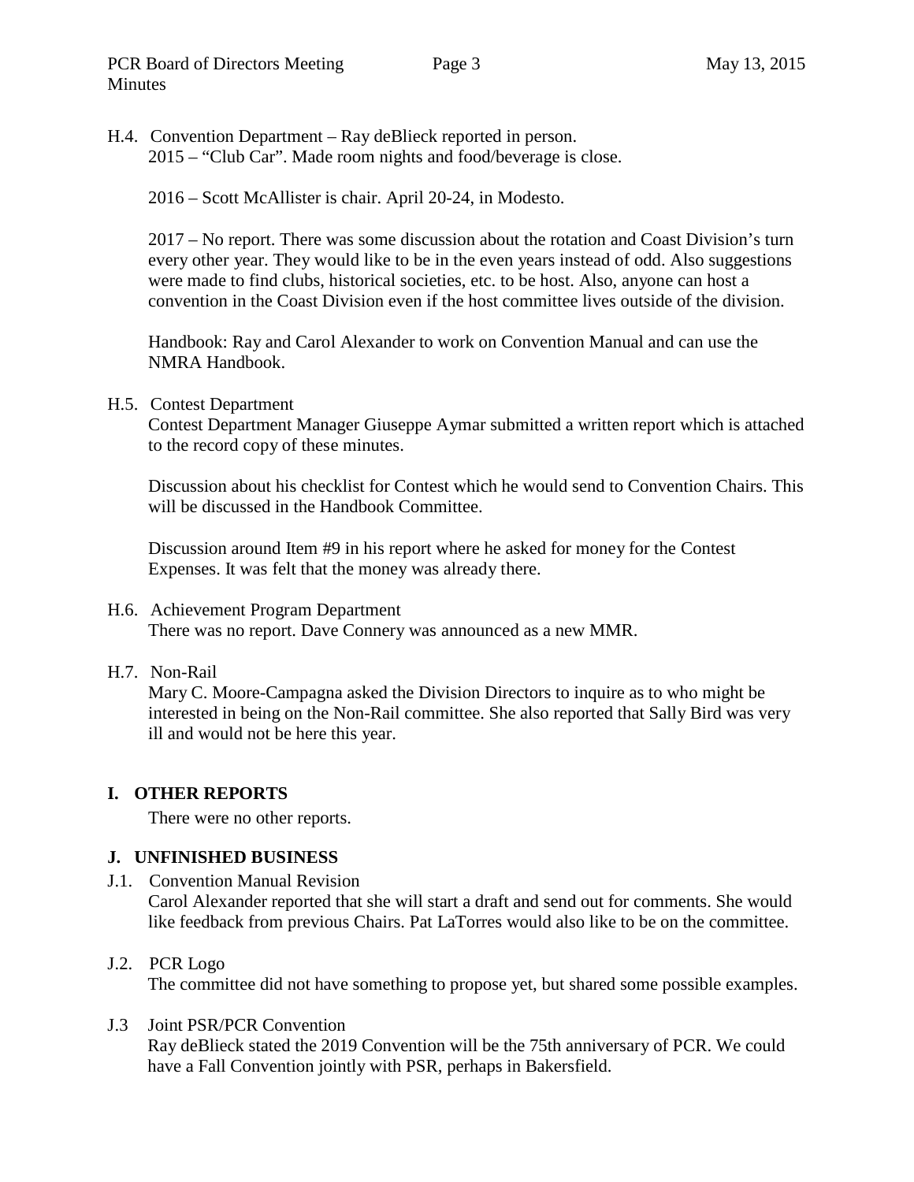H.4. Convention Department – Ray deBlieck reported in person.

2015 – "Club Car". Made room nights and food/beverage is close.

2016 – Scott McAllister is chair. April 20-24, in Modesto.

2017 – No report. There was some discussion about the rotation and Coast Division's turn every other year. They would like to be in the even years instead of odd. Also suggestions were made to find clubs, historical societies, etc. to be host. Also, anyone can host a convention in the Coast Division even if the host committee lives outside of the division.

Handbook: Ray and Carol Alexander to work on Convention Manual and can use the NMRA Handbook.

H.5. Contest Department

Contest Department Manager Giuseppe Aymar submitted a written report which is attached to the record copy of these minutes.

Discussion about his checklist for Contest which he would send to Convention Chairs. This will be discussed in the Handbook Committee.

Discussion around Item #9 in his report where he asked for money for the Contest Expenses. It was felt that the money was already there.

H.6. Achievement Program Department

There was no report. Dave Connery was announced as a new MMR.

H.7. Non-Rail

Mary C. Moore-Campagna asked the Division Directors to inquire as to who might be interested in being on the Non-Rail committee. She also reported that Sally Bird was very ill and would not be here this year.

## I. OTHER REPORTS

There were no other reports.

## J. UNFINISHED BUSINESS

J.1. Convention Manual Revision

Carol Alexander reported that she will start a draft and send out for comments. She would like feedback from previous Chairs. Pat LaTorres would also like to be on the committee.

J.2. PCR Logo

The committee did not have something to propose yet, but shared some possible examples.

J.3 Joint PSR/PCR Convention

Ray deBlieck stated the 2019 Convention will be the 75th anniversary of PCR. We could have a Fall Convention jointly with PSR, perhaps in Bakersfield.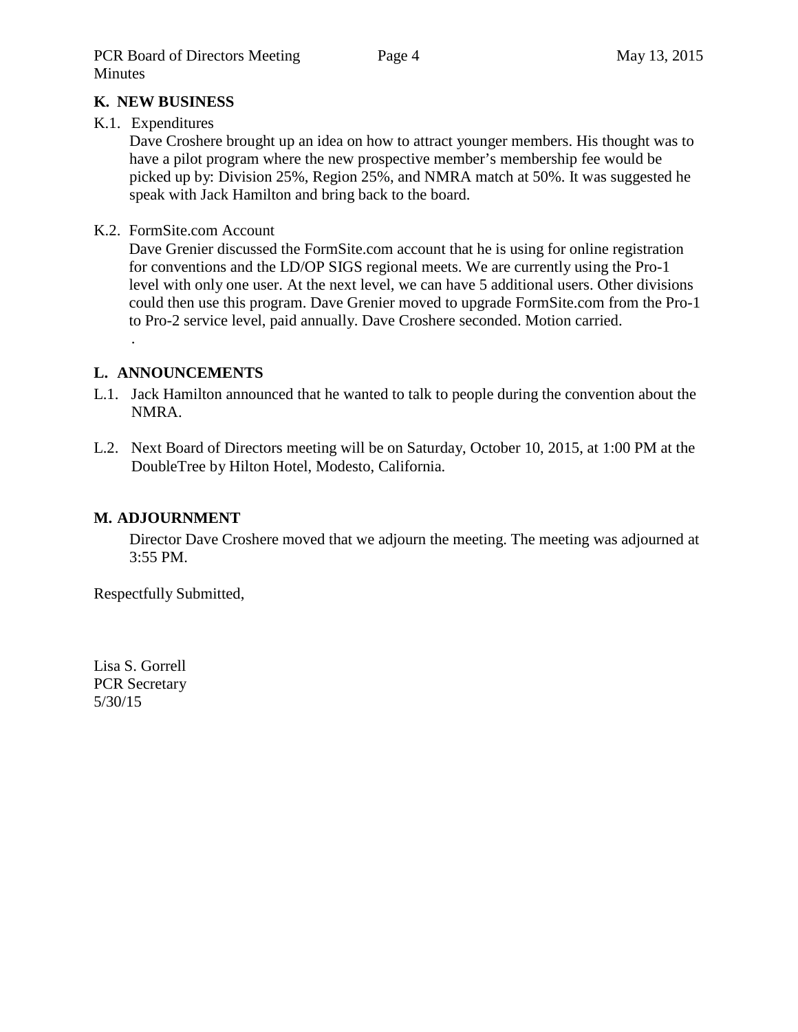## K. NEW BUSINESS

K.1. Expenditures

Dave Croshere brought up an idea on how to attract younger members. His thought was to have a pilot program where the new prospective member's membership fee would be picked up by: Division 25%, Region 25%, and NMRA match at 50%. It was suggested he speak with Jack Hamilton and bring back to the board.

K.2. FormSite.com Account

Dave Grenier discussed the FormSite.com account that he is using for online registration for conventions and the LD/OP SIGS regional meets. We are currently using the Pro-1 level with only one user. At the next level, we can have 5 additional users. Other divisions could then use this program. Dave Grenier moved to upgrade FormSite.com from the Pro-1 to Pro-2 service level, paid annually. Dave Croshere seconded. Motion carried.

.

## L. ANNOUNCEMENTS

L.1. Jack Hamilton announced that he wanted to talk to people during the convention about the NMRA.

L.2. Next Board of Directors meeting will be on Saturday, October 10, 2015, at 1:00 PM at the DoubleTree by Hilton Hotel, Modesto, California.

## M. ADJOURNMENT

Director Dave Croshere moved that we adjourn the meeting. The meeting was adjourned at 3:55 PM.

Respectfully Submitted,

Lisa S. Gorrell
PCR Secretary
5/30/15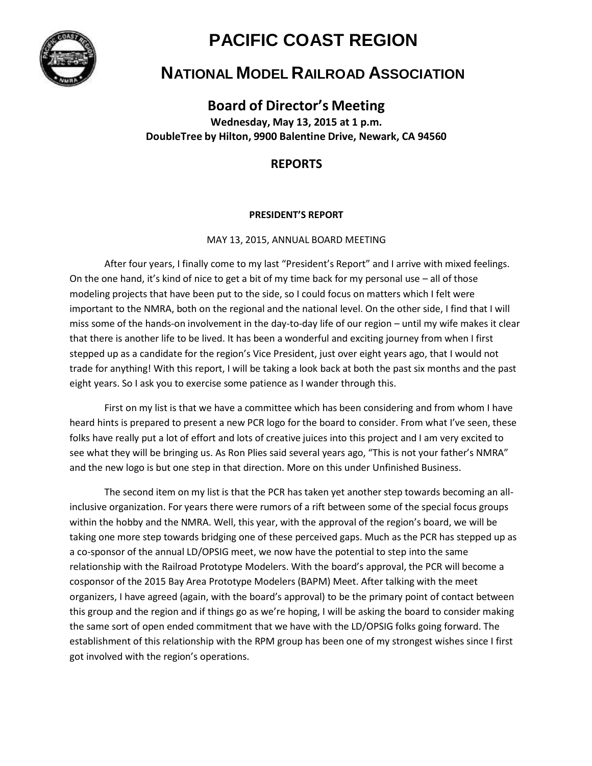# PACIFIC COAST REGION

## NATIONAL MODEL RAILROAD ASSOCIATION

### Board of Director's Meeting

**Wednesday, May 13, 2015 at 1 p.m.**
**DoubleTree by Hilton, 9900 Balentine Drive, Newark, CA 94560**

### REPORTS

#### PRESIDENT'S REPORT

MAY 13, 2015, ANNUAL BOARD MEETING

After four years, I finally come to my last "President's Report" and I arrive with mixed feelings. On the one hand, it's kind of nice to get a bit of my time back for my personal use – all of those modeling projects that have been put to the side, so I could focus on matters which I felt were important to the NMRA, both on the regional and the national level. On the other side, I find that I will miss some of the hands-on involvement in the day-to-day life of our region – until my wife makes it clear that there is another life to be lived. It has been a wonderful and exciting journey from when I first stepped up as a candidate for the region's Vice President, just over eight years ago, that I would not trade for anything! With this report, I will be taking a look back at both the past six months and the past eight years. So I ask you to exercise some patience as I wander through this.

First on my list is that we have a committee which has been considering and from whom I have heard hints is prepared to present a new PCR logo for the board to consider. From what I've seen, these folks have really put a lot of effort and lots of creative juices into this project and I am very excited to see what they will be bringing us. As Ron Plies said several years ago, "This is not your father's NMRA" and the new logo is but one step in that direction. More on this under Unfinished Business.

The second item on my list is that the PCR has taken yet another step towards becoming an all-inclusive organization. For years there were rumors of a rift between some of the special focus groups within the hobby and the NMRA. Well, this year, with the approval of the region's board, we will be taking one more step towards bridging one of these perceived gaps. Much as the PCR has stepped up as a co-sponsor of the annual LD/OPSIG meet, we now have the potential to step into the same relationship with the Railroad Prototype Modelers. With the board's approval, the PCR will become a cosponsor of the 2015 Bay Area Prototype Modelers (BAPM) Meet. After talking with the meet organizers, I have agreed (again, with the board's approval) to be the primary point of contact between this group and the region and if things go as we're hoping, I will be asking the board to consider making the same sort of open ended commitment that we have with the LD/OPSIG folks going forward. The establishment of this relationship with the RPM group has been one of my strongest wishes since I first got involved with the region's operations.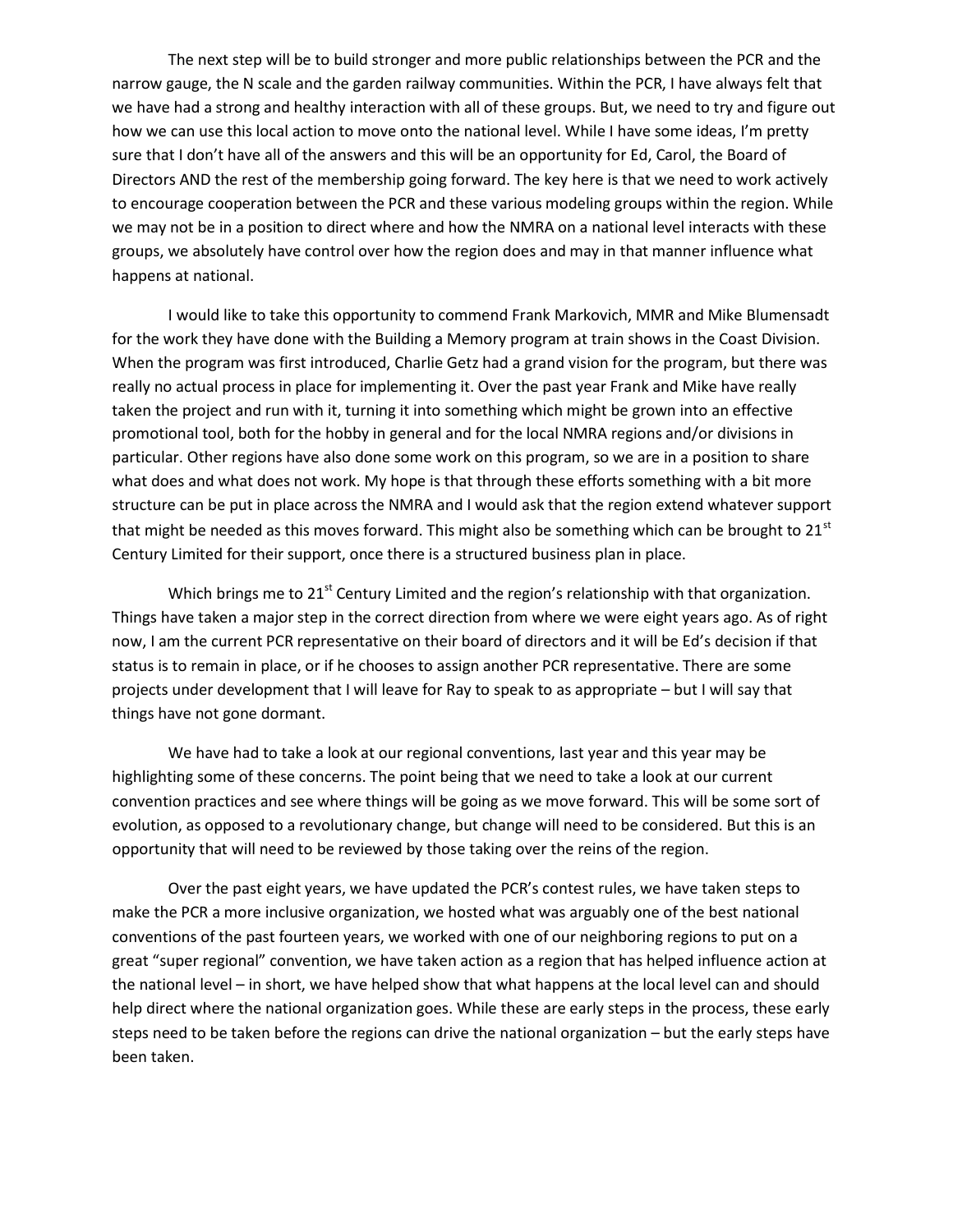The next step will be to build stronger and more public relationships between the PCR and the narrow gauge, the N scale and the garden railway communities. Within the PCR, I have always felt that we have had a strong and healthy interaction with all of these groups. But, we need to try and figure out how we can use this local action to move onto the national level. While I have some ideas, I'm pretty sure that I don't have all of the answers and this will be an opportunity for Ed, Carol, the Board of Directors AND the rest of the membership going forward. The key here is that we need to work actively to encourage cooperation between the PCR and these various modeling groups within the region. While we may not be in a position to direct where and how the NMRA on a national level interacts with these groups, we absolutely have control over how the region does and may in that manner influence what happens at national.

I would like to take this opportunity to commend Frank Markovich, MMR and Mike Blumensadt for the work they have done with the Building a Memory program at train shows in the Coast Division. When the program was first introduced, Charlie Getz had a grand vision for the program, but there was really no actual process in place for implementing it. Over the past year Frank and Mike have really taken the project and run with it, turning it into something which might be grown into an effective promotional tool, both for the hobby in general and for the local NMRA regions and/or divisions in particular. Other regions have also done some work on this program, so we are in a position to share what does and what does not work. My hope is that through these efforts something with a bit more structure can be put in place across the NMRA and I would ask that the region extend whatever support that might be needed as this moves forward. This might also be something which can be brought to 21st Century Limited for their support, once there is a structured business plan in place.

Which brings me to 21st Century Limited and the region's relationship with that organization. Things have taken a major step in the correct direction from where we were eight years ago. As of right now, I am the current PCR representative on their board of directors and it will be Ed's decision if that status is to remain in place, or if he chooses to assign another PCR representative. There are some projects under development that I will leave for Ray to speak to as appropriate – but I will say that things have not gone dormant.

We have had to take a look at our regional conventions, last year and this year may be highlighting some of these concerns. The point being that we need to take a look at our current convention practices and see where things will be going as we move forward. This will be some sort of evolution, as opposed to a revolutionary change, but change will need to be considered. But this is an opportunity that will need to be reviewed by those taking over the reins of the region.

Over the past eight years, we have updated the PCR's contest rules, we have taken steps to make the PCR a more inclusive organization, we hosted what was arguably one of the best national conventions of the past fourteen years, we worked with one of our neighboring regions to put on a great "super regional" convention, we have taken action as a region that has helped influence action at the national level – in short, we have helped show that what happens at the local level can and should help direct where the national organization goes. While these are early steps in the process, these early steps need to be taken before the regions can drive the national organization – but the early steps have been taken.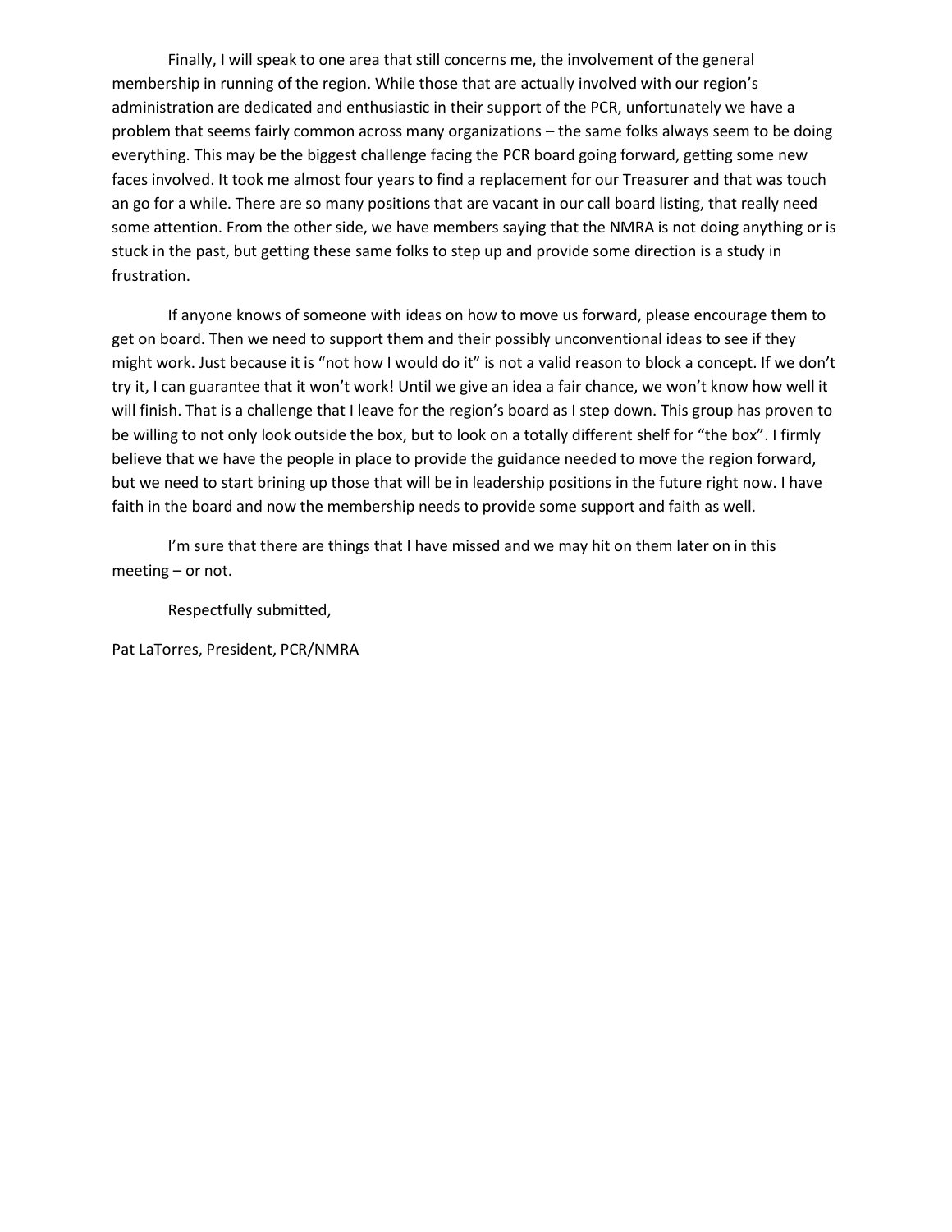Finally, I will speak to one area that still concerns me, the involvement of the general membership in running of the region. While those that are actually involved with our region's administration are dedicated and enthusiastic in their support of the PCR, unfortunately we have a problem that seems fairly common across many organizations – the same folks always seem to be doing everything. This may be the biggest challenge facing the PCR board going forward, getting some new faces involved. It took me almost four years to find a replacement for our Treasurer and that was touch an go for a while. There are so many positions that are vacant in our call board listing, that really need some attention. From the other side, we have members saying that the NMRA is not doing anything or is stuck in the past, but getting these same folks to step up and provide some direction is a study in frustration.

If anyone knows of someone with ideas on how to move us forward, please encourage them to get on board. Then we need to support them and their possibly unconventional ideas to see if they might work. Just because it is "not how I would do it" is not a valid reason to block a concept. If we don't try it, I can guarantee that it won't work! Until we give an idea a fair chance, we won't know how well it will finish. That is a challenge that I leave for the region's board as I step down. This group has proven to be willing to not only look outside the box, but to look on a totally different shelf for "the box". I firmly believe that we have the people in place to provide the guidance needed to move the region forward, but we need to start brining up those that will be in leadership positions in the future right now. I have faith in the board and now the membership needs to provide some support and faith as well.

I'm sure that there are things that I have missed and we may hit on them later on in this meeting – or not.

Respectfully submitted,

Pat LaTorres, President, PCR/NMRA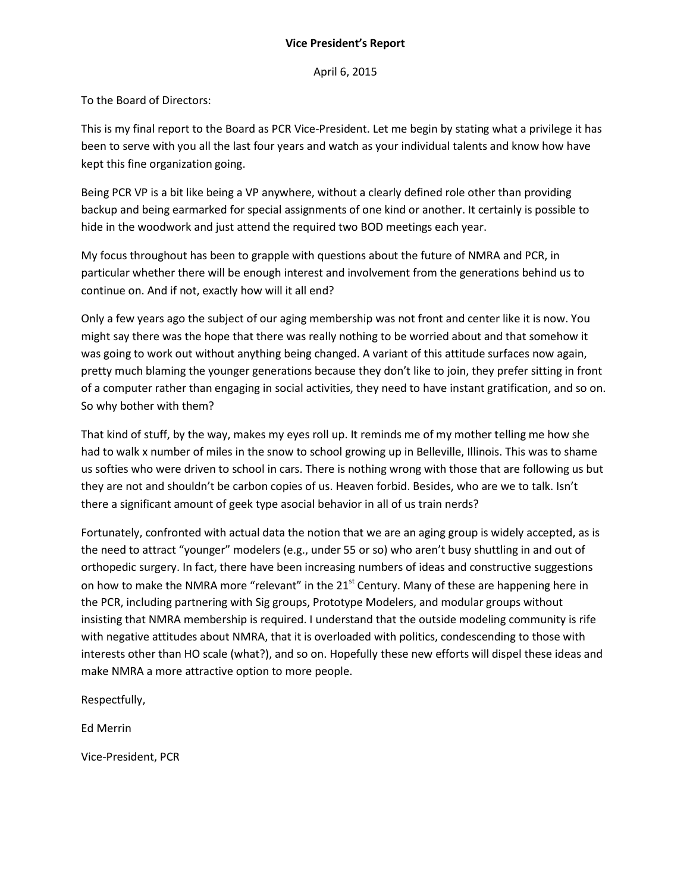**Vice President's Report**

April 6, 2015

To the Board of Directors:

This is my final report to the Board as PCR Vice-President. Let me begin by stating what a privilege it has been to serve with you all the last four years and watch as your individual talents and know how have kept this fine organization going.

Being PCR VP is a bit like being a VP anywhere, without a clearly defined role other than providing backup and being earmarked for special assignments of one kind or another. It certainly is possible to hide in the woodwork and just attend the required two BOD meetings each year.

My focus throughout has been to grapple with questions about the future of NMRA and PCR, in particular whether there will be enough interest and involvement from the generations behind us to continue on. And if not, exactly how will it all end?

Only a few years ago the subject of our aging membership was not front and center like it is now. You might say there was the hope that there was really nothing to be worried about and that somehow it was going to work out without anything being changed. A variant of this attitude surfaces now again, pretty much blaming the younger generations because they don't like to join, they prefer sitting in front of a computer rather than engaging in social activities, they need to have instant gratification, and so on. So why bother with them?

That kind of stuff, by the way, makes my eyes roll up. It reminds me of my mother telling me how she had to walk x number of miles in the snow to school growing up in Belleville, Illinois. This was to shame us softies who were driven to school in cars. There is nothing wrong with those that are following us but they are not and shouldn't be carbon copies of us. Heaven forbid. Besides, who are we to talk. Isn't there a significant amount of geek type asocial behavior in all of us train nerds?

Fortunately, confronted with actual data the notion that we are an aging group is widely accepted, as is the need to attract "younger" modelers (e.g., under 55 or so) who aren't busy shuttling in and out of orthopedic surgery. In fact, there have been increasing numbers of ideas and constructive suggestions on how to make the NMRA more "relevant" in the 21st Century. Many of these are happening here in the PCR, including partnering with Sig groups, Prototype Modelers, and modular groups without insisting that NMRA membership is required. I understand that the outside modeling community is rife with negative attitudes about NMRA, that it is overloaded with politics, condescending to those with interests other than HO scale (what?), and so on. Hopefully these new efforts will dispel these ideas and make NMRA a more attractive option to more people.

Respectfully,

Ed Merrin

Vice-President, PCR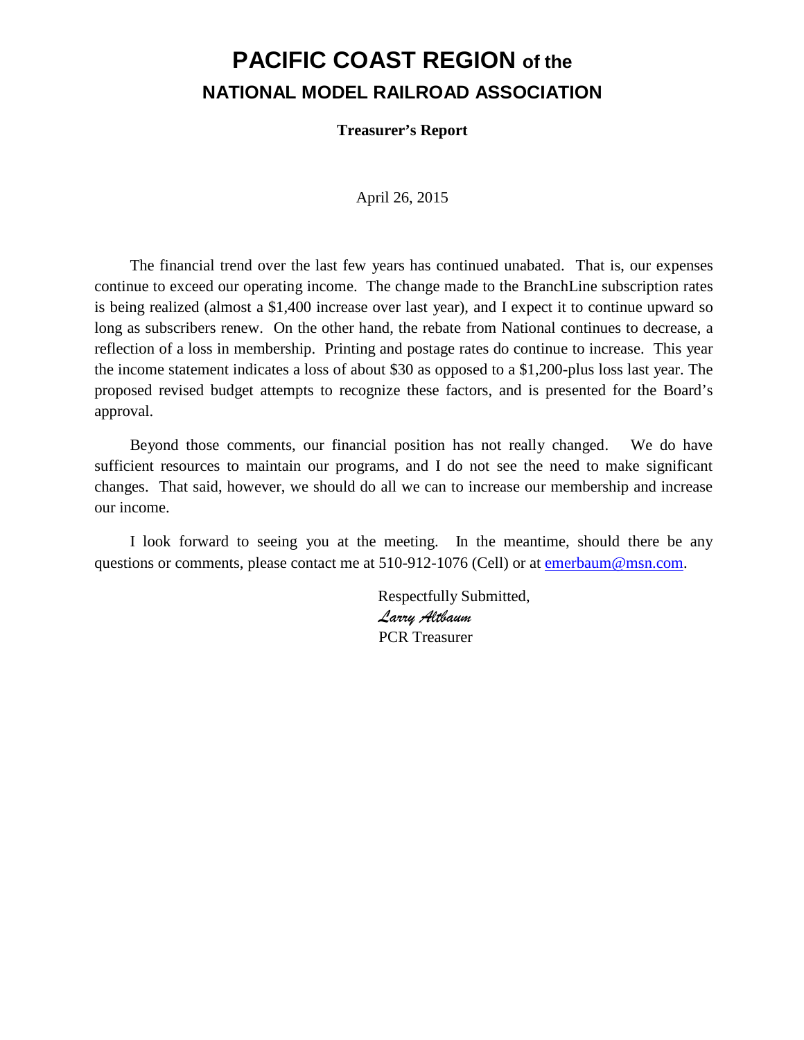# PACIFIC COAST REGION of the
## NATIONAL MODEL RAILROAD ASSOCIATION

**Treasurer's Report**

April 26, 2015

The financial trend over the last few years has continued unabated. That is, our expenses continue to exceed our operating income. The change made to the BranchLine subscription rates is being realized (almost a $1,400 increase over last year), and I expect it to continue upward so long as subscribers renew. On the other hand, the rebate from National continues to decrease, a reflection of a loss in membership. Printing and postage rates do continue to increase. This year the income statement indicates a loss of about $30 as opposed to a $1,200-plus loss last year. The proposed revised budget attempts to recognize these factors, and is presented for the Board's approval.

Beyond those comments, our financial position has not really changed. We do have sufficient resources to maintain our programs, and I do not see the need to make significant changes. That said, however, we should do all we can to increase our membership and increase our income.

I look forward to seeing you at the meeting. In the meantime, should there be any questions or comments, please contact me at 510-912-1076 (Cell) or at emerbaum@msn.com.

Respectfully Submitted,
*Larry Altbaum*
PCR Treasurer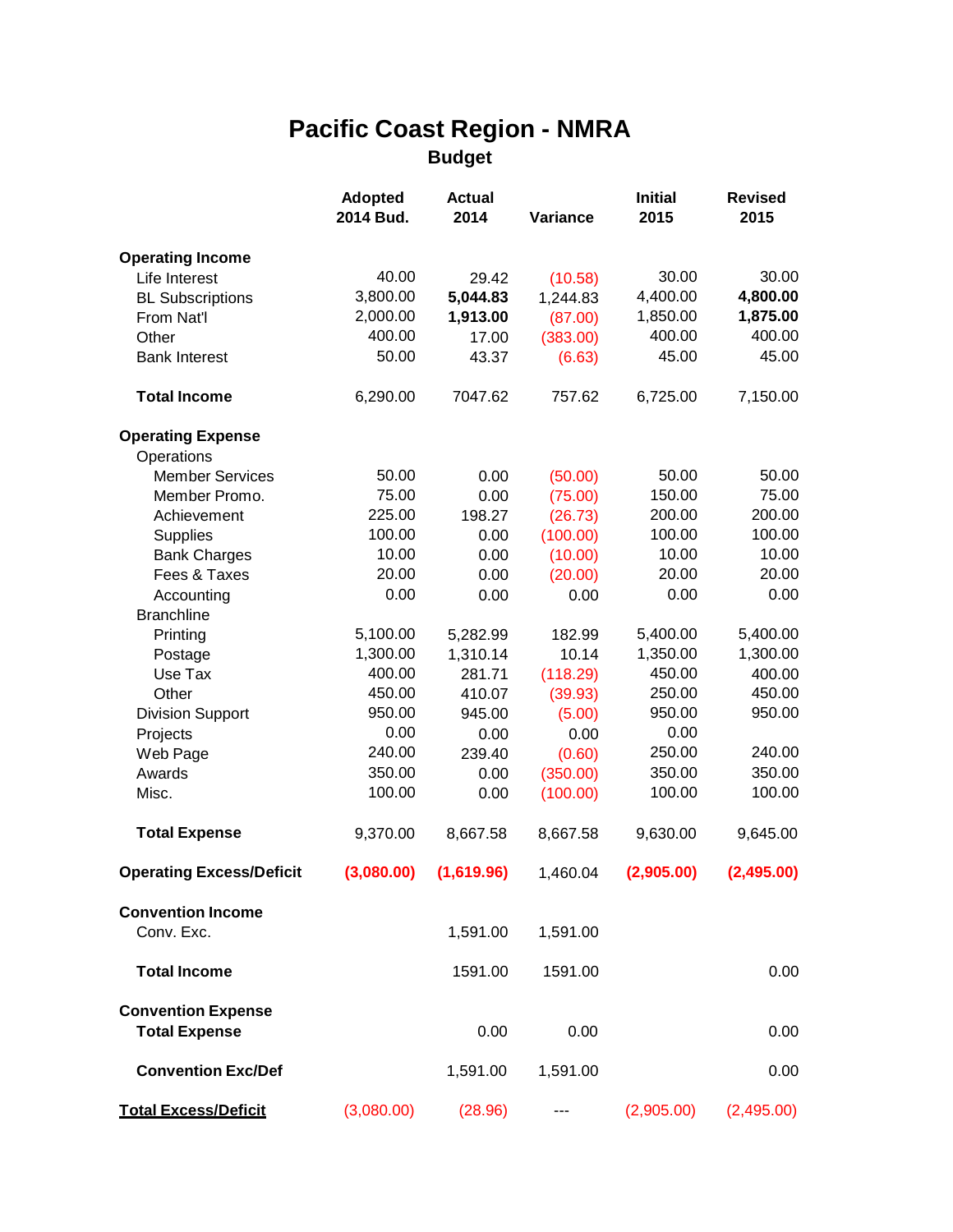# Pacific Coast Region - NMRA

## Budget

| | Adopted 2014 Bud. | Actual 2014 | Variance | Initial 2015 | Revised 2015 |
|---|---|---|---|---|---|
| **Operating Income** | | | | | |
| Life Interest | 40.00 | 29.42 | (10.58) | 30.00 | 30.00 |
| BL Subscriptions | 3,800.00 | **5,044.83** | 1,244.83 | 4,400.00 | **4,800.00** |
| From Nat'l | 2,000.00 | **1,913.00** | (87.00) | 1,850.00 | **1,875.00** |
| Other | 400.00 | 17.00 | (383.00) | 400.00 | 400.00 |
| Bank Interest | 50.00 | 43.37 | (6.63) | 45.00 | 45.00 |
| **Total Income** | 6,290.00 | 7047.62 | 757.62 | 6,725.00 | 7,150.00 |
| **Operating Expense** | | | | | |
| Operations | | | | | |
| Member Services | 50.00 | 0.00 | (50.00) | 50.00 | 50.00 |
| Member Promo. | 75.00 | 0.00 | (75.00) | 150.00 | 75.00 |
| Achievement | 225.00 | 198.27 | (26.73) | 200.00 | 200.00 |
| Supplies | 100.00 | 0.00 | (100.00) | 100.00 | 100.00 |
| Bank Charges | 10.00 | 0.00 | (10.00) | 10.00 | 10.00 |
| Fees & Taxes | 20.00 | 0.00 | (20.00) | 20.00 | 20.00 |
| Accounting | 0.00 | 0.00 | 0.00 | 0.00 | 0.00 |
| Branchline | | | | | |
| Printing | 5,100.00 | 5,282.99 | 182.99 | 5,400.00 | 5,400.00 |
| Postage | 1,300.00 | 1,310.14 | 10.14 | 1,350.00 | 1,300.00 |
| Use Tax | 400.00 | 281.71 | (118.29) | 450.00 | 400.00 |
| Other | 450.00 | 410.07 | (39.93) | 250.00 | 450.00 |
| Division Support | 950.00 | 945.00 | (5.00) | 950.00 | 950.00 |
| Projects | 0.00 | 0.00 | 0.00 | 0.00 | |
| Web Page | 240.00 | 239.40 | (0.60) | 250.00 | 240.00 |
| Awards | 350.00 | 0.00 | (350.00) | 350.00 | 350.00 |
| Misc. | 100.00 | 0.00 | (100.00) | 100.00 | 100.00 |
| **Total Expense** | 9,370.00 | 8,667.58 | 8,667.58 | 9,630.00 | 9,645.00 |
| **Operating Excess/Deficit** | **(3,080.00)** | **(1,619.96)** | 1,460.04 | **(2,905.00)** | **(2,495.00)** |
| **Convention Income** | | | | | |
| Conv. Exc. | | 1,591.00 | 1,591.00 | | |
| **Total Income** | | 1591.00 | 1591.00 | | 0.00 |
| **Convention Expense** | | | | | |
| **Total Expense** | | 0.00 | 0.00 | | 0.00 |
| **Convention Exc/Def** | | 1,591.00 | 1,591.00 | | 0.00 |
| **Total Excess/Deficit** | (3,080.00) | (28.96) | --- | (2,905.00) | (2,495.00) |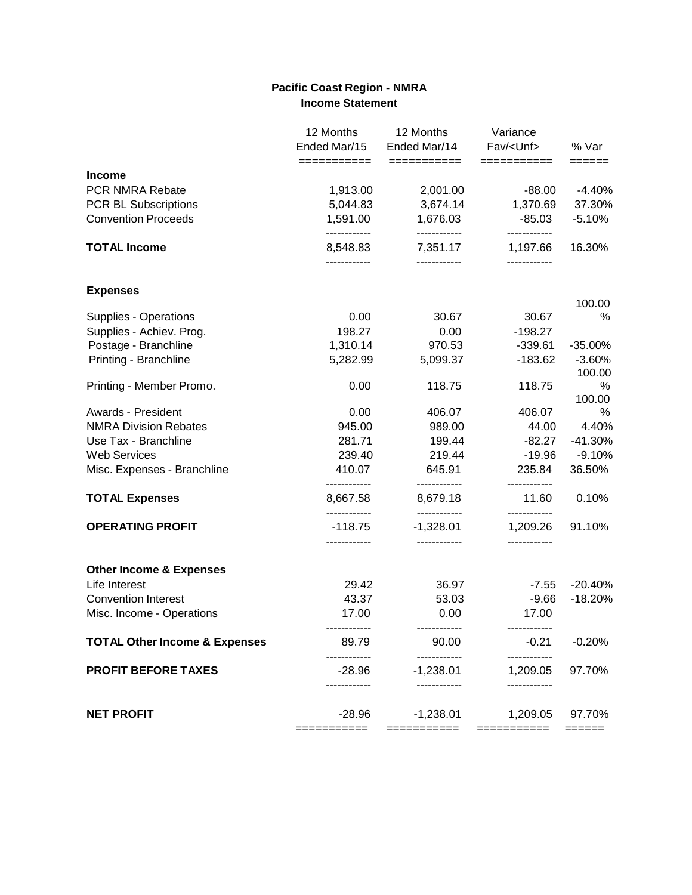# Pacific Coast Region - NMRA

## Income Statement

| | 12 Months Ended Mar/15 | 12 Months Ended Mar/14 | Variance Fav/<Unf> | % Var |
|---|---|---|---|---|
| **Income** | | | | |
| PCR NMRA Rebate | 1,913.00 | 2,001.00 | -88.00 | -4.40% |
| PCR BL Subscriptions | 5,044.83 | 3,674.14 | 1,370.69 | 37.30% |
| Convention Proceeds | 1,591.00 | 1,676.03 | -85.03 | -5.10% |
| **TOTAL Income** | 8,548.83 | 7,351.17 | 1,197.66 | 16.30% |
| **Expenses** | | | | |
| Supplies - Operations | 0.00 | 30.67 | 30.67 | 100.00 % |
| Supplies - Achiev. Prog. | 198.27 | 0.00 | -198.27 | |
| Postage - Branchline | 1,310.14 | 970.53 | -339.61 | -35.00% |
| Printing - Branchline | 5,282.99 | 5,099.37 | -183.62 | -3.60% |
| Printing - Member Promo. | 0.00 | 118.75 | 118.75 | 100.00 % |
| Awards - President | 0.00 | 406.07 | 406.07 | 100.00 % |
| NMRA Division Rebates | 945.00 | 989.00 | 44.00 | 4.40% |
| Use Tax - Branchline | 281.71 | 199.44 | -82.27 | -41.30% |
| Web Services | 239.40 | 219.44 | -19.96 | -9.10% |
| Misc. Expenses - Branchline | 410.07 | 645.91 | 235.84 | 36.50% |
| **TOTAL Expenses** | 8,667.58 | 8,679.18 | 11.60 | 0.10% |
| **OPERATING PROFIT** | -118.75 | -1,328.01 | 1,209.26 | 91.10% |
| **Other Income & Expenses** | | | | |
| Life Interest | 29.42 | 36.97 | -7.55 | -20.40% |
| Convention Interest | 43.37 | 53.03 | -9.66 | -18.20% |
| Misc. Income - Operations | 17.00 | 0.00 | 17.00 | |
| **TOTAL Other Income & Expenses** | 89.79 | 90.00 | -0.21 | -0.20% |
| **PROFIT BEFORE TAXES** | -28.96 | -1,238.01 | 1,209.05 | 97.70% |
| **NET PROFIT** | -28.96 | -1,238.01 | 1,209.05 | 97.70% |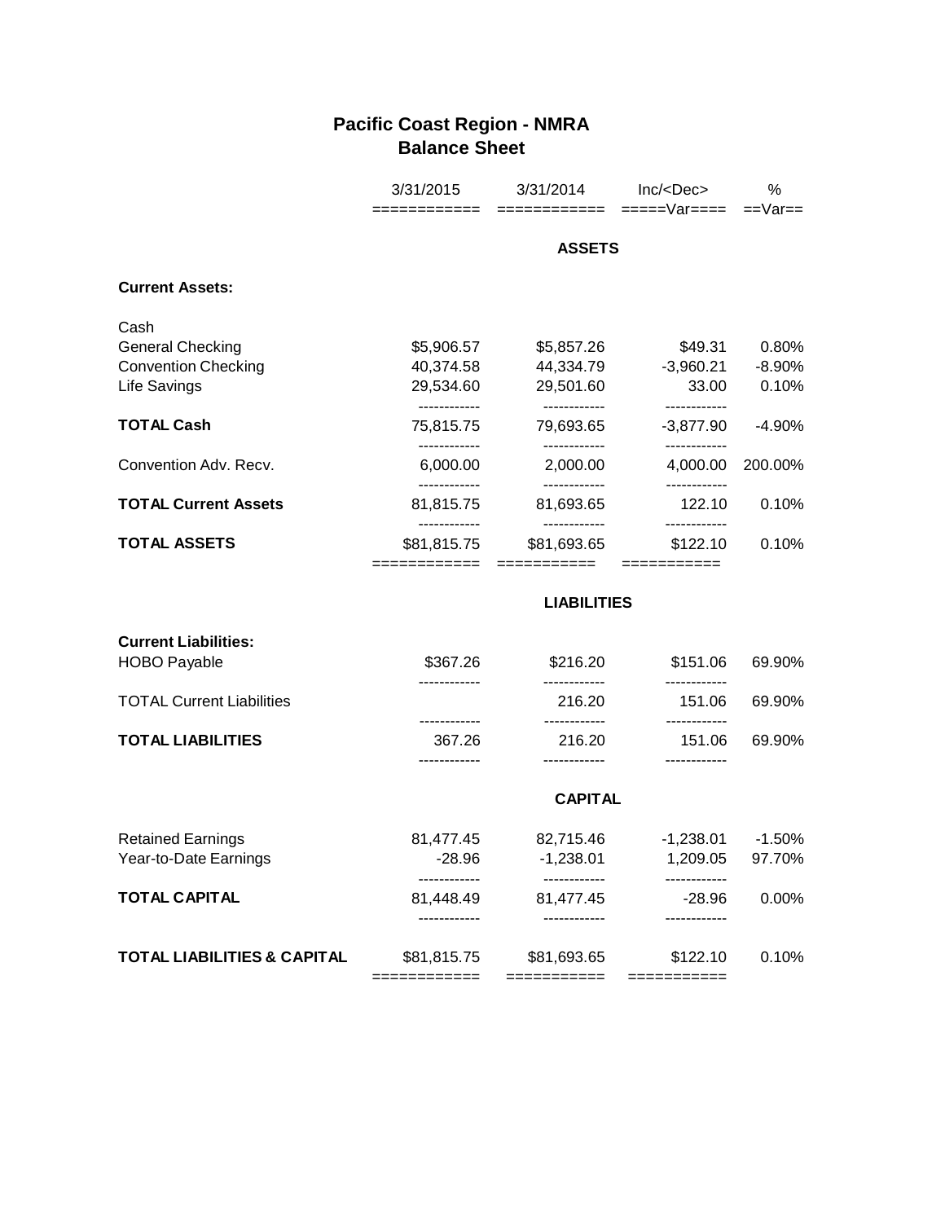# Pacific Coast Region - NMRA
## Balance Sheet

| | 3/31/2015 | 3/31/2014 | Inc/<Dec> Var | % Var |
|---|---|---|---|---|
| **ASSETS** | | | | |
| **Current Assets:** | | | | |
| Cash | | | | |
| General Checking | $5,906.57 | $5,857.26 | $49.31 | 0.80% |
| Convention Checking | 40,374.58 | 44,334.79 | -3,960.21 | -8.90% |
| Life Savings | 29,534.60 | 29,501.60 | 33.00 | 0.10% |
| **TOTAL Cash** | 75,815.75 | 79,693.65 | -3,877.90 | -4.90% |
| Convention Adv. Recv. | 6,000.00 | 2,000.00 | 4,000.00 | 200.00% |
| **TOTAL Current Assets** | 81,815.75 | 81,693.65 | 122.10 | 0.10% |
| **TOTAL ASSETS** | $81,815.75 | $81,693.65 | $122.10 | 0.10% |
| **LIABILITIES** | | | | |
| **Current Liabilities:** | | | | |
| HOBO Payable | $367.26 | $216.20 | $151.06 | 69.90% |
| TOTAL Current Liabilities | | 216.20 | 151.06 | 69.90% |
| **TOTAL LIABILITIES** | 367.26 | 216.20 | 151.06 | 69.90% |
| **CAPITAL** | | | | |
| Retained Earnings | 81,477.45 | 82,715.46 | -1,238.01 | -1.50% |
| Year-to-Date Earnings | -28.96 | -1,238.01 | 1,209.05 | 97.70% |
| **TOTAL CAPITAL** | 81,448.49 | 81,477.45 | -28.96 | 0.00% |
| **TOTAL LIABILITIES & CAPITAL** | $81,815.75 | $81,693.65 | $122.10 | 0.10% |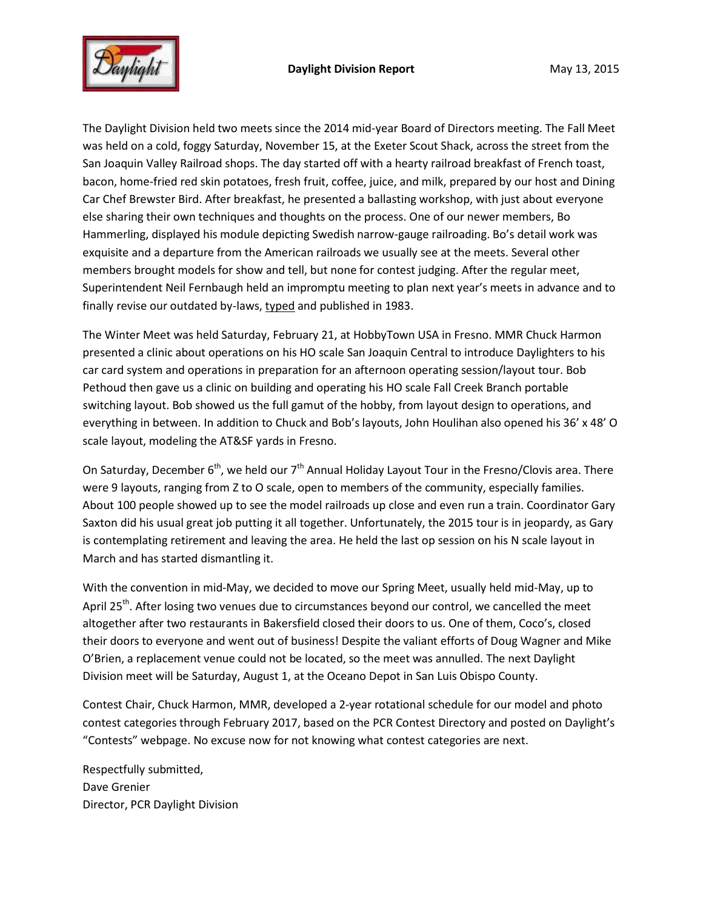**Daylight Division Report** May 13, 2015

The Daylight Division held two meets since the 2014 mid-year Board of Directors meeting. The Fall Meet was held on a cold, foggy Saturday, November 15, at the Exeter Scout Shack, across the street from the San Joaquin Valley Railroad shops. The day started off with a hearty railroad breakfast of French toast, bacon, home-fried red skin potatoes, fresh fruit, coffee, juice, and milk, prepared by our host and Dining Car Chef Brewster Bird. After breakfast, he presented a ballasting workshop, with just about everyone else sharing their own techniques and thoughts on the process. One of our newer members, Bo Hammerling, displayed his module depicting Swedish narrow-gauge railroading. Bo's detail work was exquisite and a departure from the American railroads we usually see at the meets. Several other members brought models for show and tell, but none for contest judging. After the regular meet, Superintendent Neil Fernbaugh held an impromptu meeting to plan next year's meets in advance and to finally revise our outdated by-laws, <u>typed</u> and published in 1983.

The Winter Meet was held Saturday, February 21, at HobbyTown USA in Fresno. MMR Chuck Harmon presented a clinic about operations on his HO scale San Joaquin Central to introduce Daylighters to his car card system and operations in preparation for an afternoon operating session/layout tour. Bob Pethoud then gave us a clinic on building and operating his HO scale Fall Creek Branch portable switching layout. Bob showed us the full gamut of the hobby, from layout design to operations, and everything in between. In addition to Chuck and Bob's layouts, John Houlihan also opened his 36' x 48' O scale layout, modeling the AT&SF yards in Fresno.

On Saturday, December 6th, we held our 7th Annual Holiday Layout Tour in the Fresno/Clovis area. There were 9 layouts, ranging from Z to O scale, open to members of the community, especially families. About 100 people showed up to see the model railroads up close and even run a train. Coordinator Gary Saxton did his usual great job putting it all together. Unfortunately, the 2015 tour is in jeopardy, as Gary is contemplating retirement and leaving the area. He held the last op session on his N scale layout in March and has started dismantling it.

With the convention in mid-May, we decided to move our Spring Meet, usually held mid-May, up to April 25th. After losing two venues due to circumstances beyond our control, we cancelled the meet altogether after two restaurants in Bakersfield closed their doors to us. One of them, Coco's, closed their doors to everyone and went out of business! Despite the valiant efforts of Doug Wagner and Mike O'Brien, a replacement venue could not be located, so the meet was annulled. The next Daylight Division meet will be Saturday, August 1, at the Oceano Depot in San Luis Obispo County.

Contest Chair, Chuck Harmon, MMR, developed a 2-year rotational schedule for our model and photo contest categories through February 2017, based on the PCR Contest Directory and posted on Daylight's "Contests" webpage. No excuse now for not knowing what contest categories are next.

Respectfully submitted,
Dave Grenier
Director, PCR Daylight Division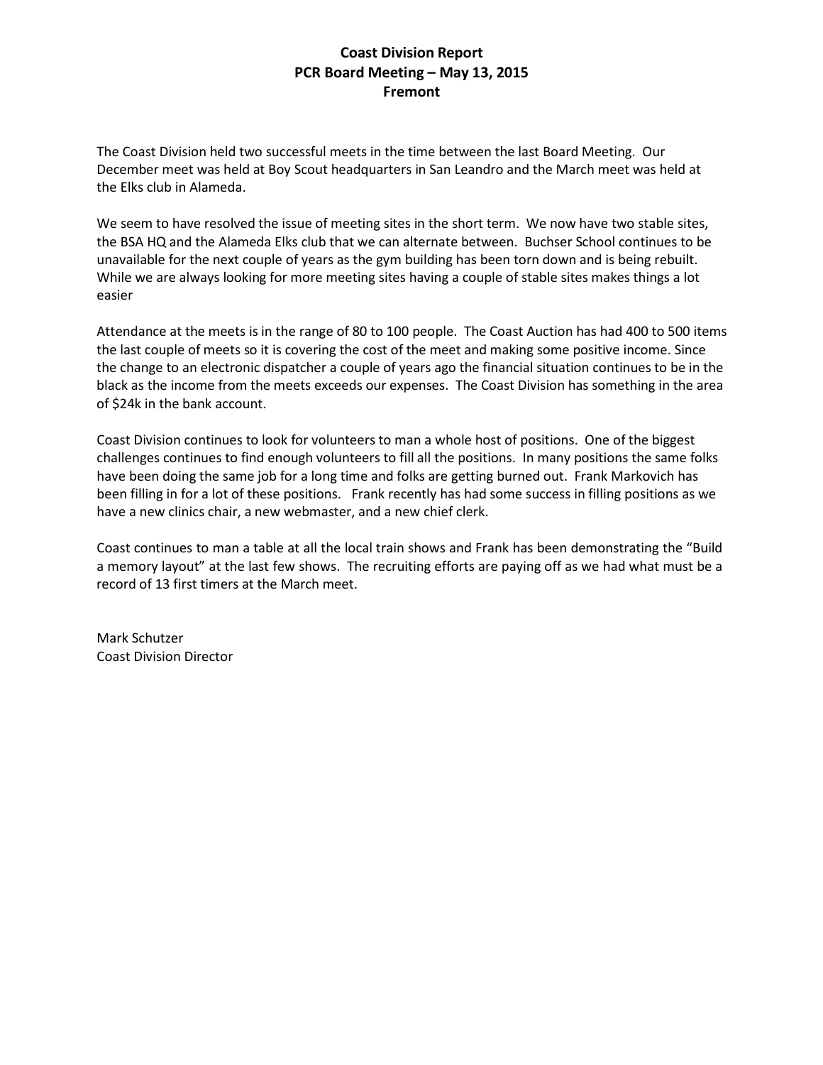# Coast Division Report
## PCR Board Meeting – May 13, 2015
## Fremont

The Coast Division held two successful meets in the time between the last Board Meeting. Our December meet was held at Boy Scout headquarters in San Leandro and the March meet was held at the Elks club in Alameda.

We seem to have resolved the issue of meeting sites in the short term. We now have two stable sites, the BSA HQ and the Alameda Elks club that we can alternate between. Buchser School continues to be unavailable for the next couple of years as the gym building has been torn down and is being rebuilt. While we are always looking for more meeting sites having a couple of stable sites makes things a lot easier

Attendance at the meets is in the range of 80 to 100 people. The Coast Auction has had 400 to 500 items the last couple of meets so it is covering the cost of the meet and making some positive income. Since the change to an electronic dispatcher a couple of years ago the financial situation continues to be in the black as the income from the meets exceeds our expenses. The Coast Division has something in the area of $24k in the bank account.

Coast Division continues to look for volunteers to man a whole host of positions. One of the biggest challenges continues to find enough volunteers to fill all the positions. In many positions the same folks have been doing the same job for a long time and folks are getting burned out. Frank Markovich has been filling in for a lot of these positions. Frank recently has had some success in filling positions as we have a new clinics chair, a new webmaster, and a new chief clerk.

Coast continues to man a table at all the local train shows and Frank has been demonstrating the "Build a memory layout" at the last few shows. The recruiting efforts are paying off as we had what must be a record of 13 first timers at the March meet.

Mark Schutzer
Coast Division Director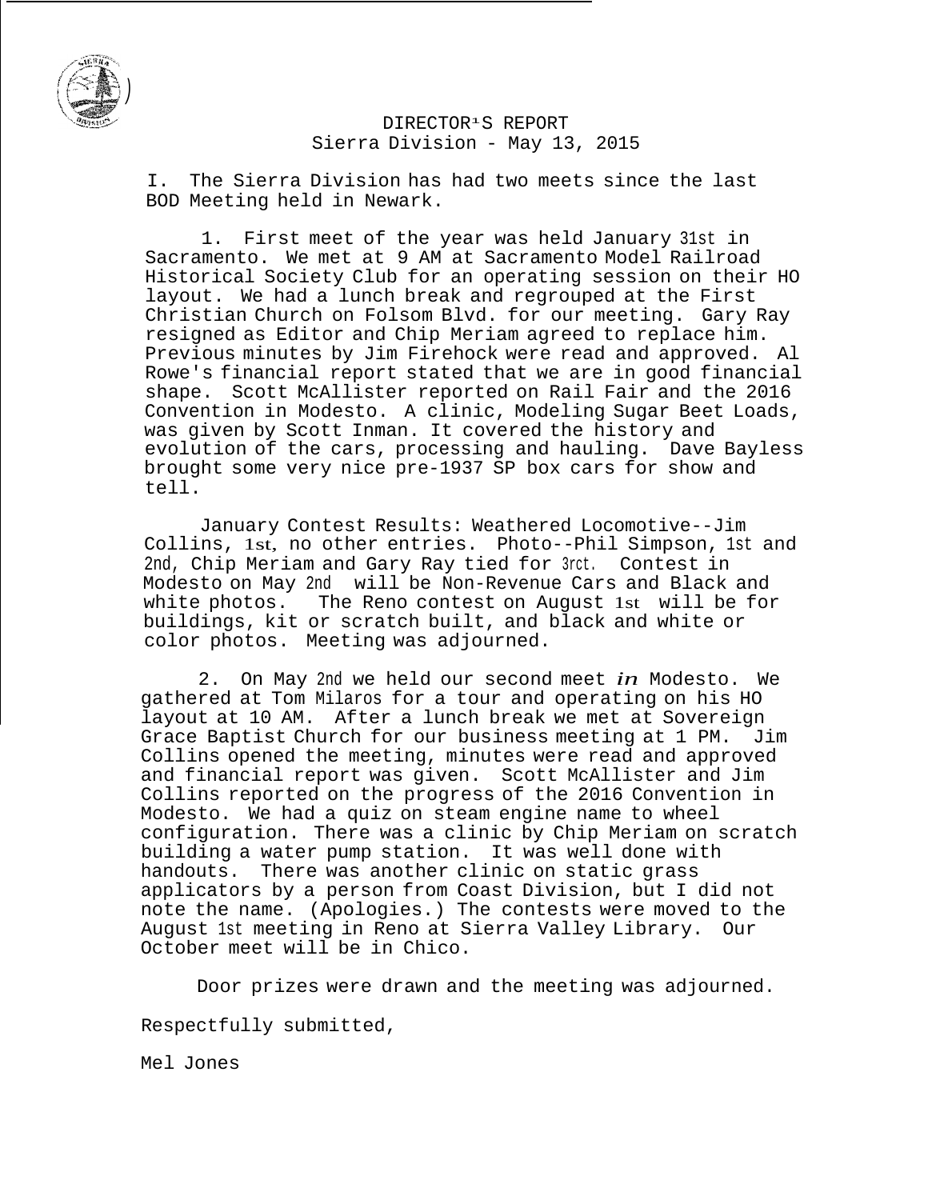# DIRECTOR'S REPORT
## Sierra Division - May 13, 2015

I. The Sierra Division has had two meets since the last BOD Meeting held in Newark.

1. First meet of the year was held January 31st in Sacramento. We met at 9 AM at Sacramento Model Railroad Historical Society Club for an operating session on their HO layout. We had a lunch break and regrouped at the First Christian Church on Folsom Blvd. for our meeting. Gary Ray resigned as Editor and Chip Meriam agreed to replace him. Previous minutes by Jim Firehock were read and approved. Al Rowe's financial report stated that we are in good financial shape. Scott McAllister reported on Rail Fair and the 2016 Convention in Modesto. A clinic, Modeling Sugar Beet Loads, was given by Scott Inman. It covered the history and evolution of the cars, processing and hauling. Dave Bayless brought some very nice pre-1937 SP box cars for show and tell.

January Contest Results: Weathered Locomotive--Jim Collins, 1st, no other entries. Photo--Phil Simpson, 1st and 2nd, Chip Meriam and Gary Ray tied for 3rct. Contest in Modesto on May 2nd will be Non-Revenue Cars and Black and white photos. The Reno contest on August 1st will be for buildings, kit or scratch built, and black and white or color photos. Meeting was adjourned.

2. On May 2nd we held our second meet *in* Modesto. We gathered at Tom Milaros for a tour and operating on his HO layout at 10 AM. After a lunch break we met at Sovereign Grace Baptist Church for our business meeting at 1 PM. Jim Collins opened the meeting, minutes were read and approved and financial report was given. Scott McAllister and Jim Collins reported on the progress of the 2016 Convention in Modesto. We had a quiz on steam engine name to wheel configuration. There was a clinic by Chip Meriam on scratch building a water pump station. It was well done with handouts. There was another clinic on static grass applicators by a person from Coast Division, but I did not note the name. (Apologies.) The contests were moved to the August 1st meeting in Reno at Sierra Valley Library. Our October meet will be in Chico.

Door prizes were drawn and the meeting was adjourned.

Respectfully submitted,

Mel Jones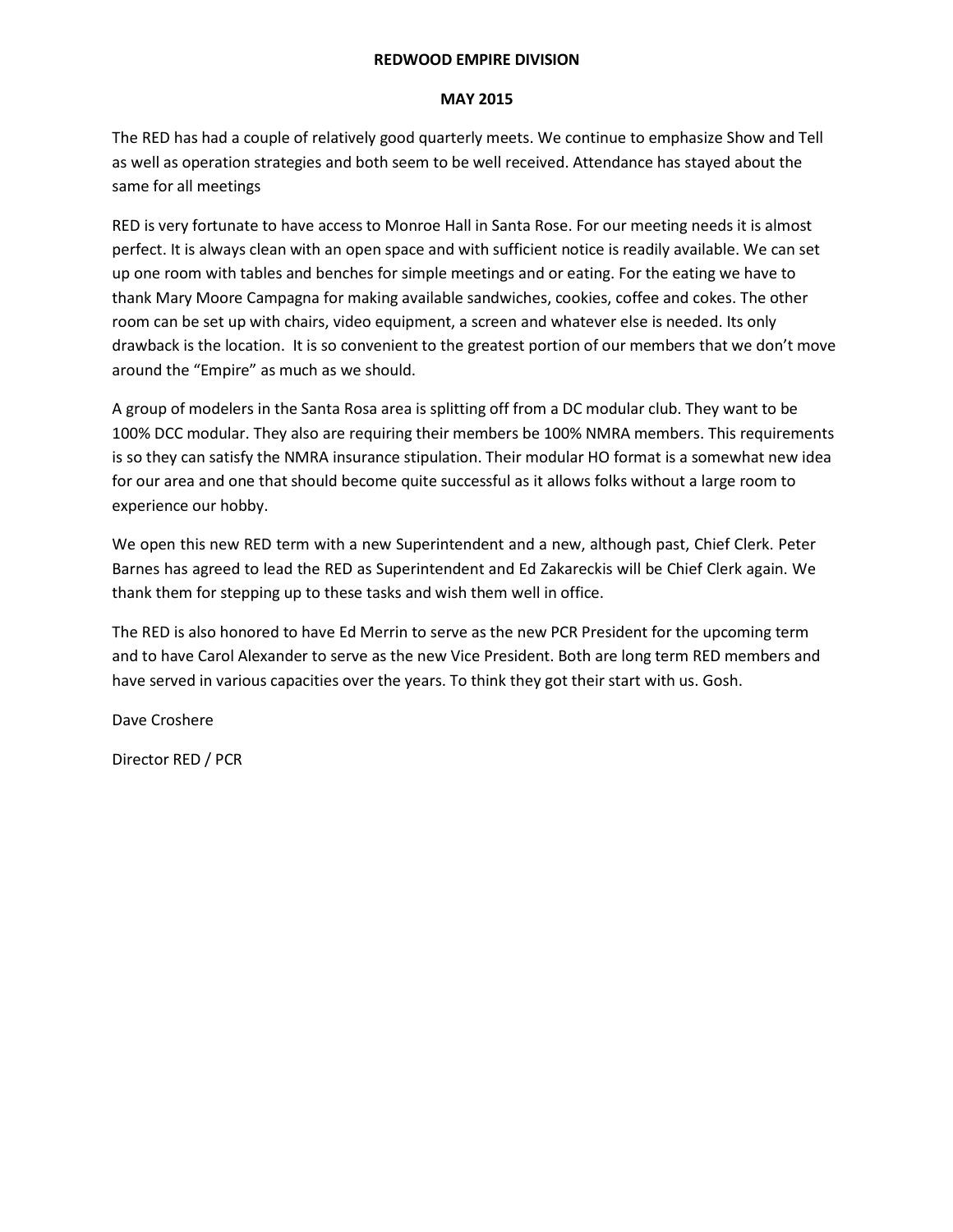**REDWOOD EMPIRE DIVISION**

**MAY 2015**

The RED has had a couple of relatively good quarterly meets. We continue to emphasize Show and Tell as well as operation strategies and both seem to be well received. Attendance has stayed about the same for all meetings

RED is very fortunate to have access to Monroe Hall in Santa Rose. For our meeting needs it is almost perfect. It is always clean with an open space and with sufficient notice is readily available. We can set up one room with tables and benches for simple meetings and or eating. For the eating we have to thank Mary Moore Campagna for making available sandwiches, cookies, coffee and cokes. The other room can be set up with chairs, video equipment, a screen and whatever else is needed. Its only drawback is the location. It is so convenient to the greatest portion of our members that we don't move around the "Empire" as much as we should.

A group of modelers in the Santa Rosa area is splitting off from a DC modular club. They want to be 100% DCC modular. They also are requiring their members be 100% NMRA members. This requirements is so they can satisfy the NMRA insurance stipulation. Their modular HO format is a somewhat new idea for our area and one that should become quite successful as it allows folks without a large room to experience our hobby.

We open this new RED term with a new Superintendent and a new, although past, Chief Clerk. Peter Barnes has agreed to lead the RED as Superintendent and Ed Zakareckis will be Chief Clerk again. We thank them for stepping up to these tasks and wish them well in office.

The RED is also honored to have Ed Merrin to serve as the new PCR President for the upcoming term and to have Carol Alexander to serve as the new Vice President. Both are long term RED members and have served in various capacities over the years. To think they got their start with us. Gosh.

Dave Croshere

Director RED / PCR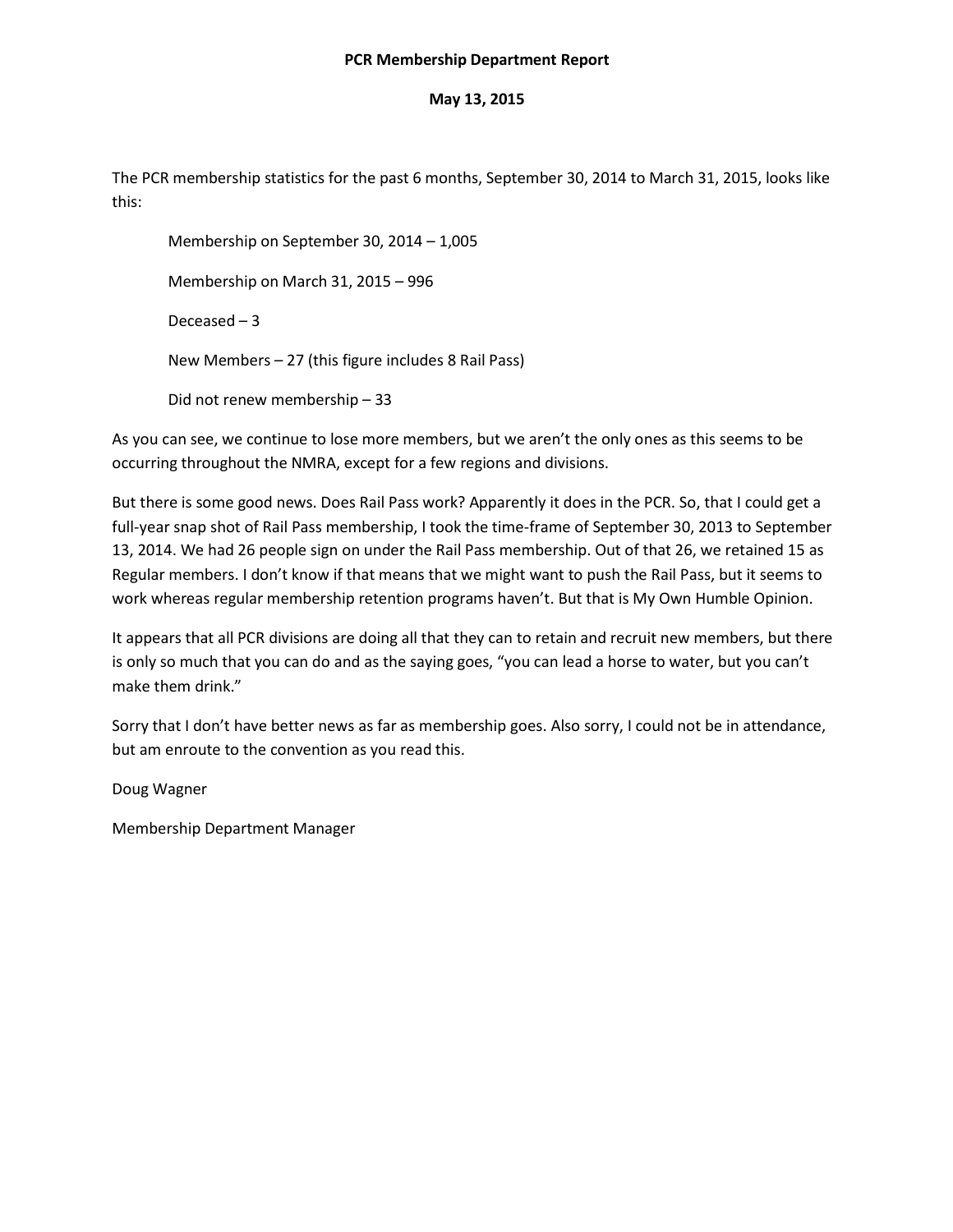**PCR Membership Department Report**

**May 13, 2015**

The PCR membership statistics for the past 6 months, September 30, 2014 to March 31, 2015, looks like this:

> Membership on September 30, 2014 – 1,005
>
> Membership on March 31, 2015 – 996
>
> Deceased – 3
>
> New Members – 27 (this figure includes 8 Rail Pass)
>
> Did not renew membership – 33

As you can see, we continue to lose more members, but we aren't the only ones as this seems to be occurring throughout the NMRA, except for a few regions and divisions.

But there is some good news. Does Rail Pass work? Apparently it does in the PCR. So, that I could get a full-year snap shot of Rail Pass membership, I took the time-frame of September 30, 2013 to September 13, 2014. We had 26 people sign on under the Rail Pass membership. Out of that 26, we retained 15 as Regular members. I don't know if that means that we might want to push the Rail Pass, but it seems to work whereas regular membership retention programs haven't. But that is My Own Humble Opinion.

It appears that all PCR divisions are doing all that they can to retain and recruit new members, but there is only so much that you can do and as the saying goes, "you can lead a horse to water, but you can't make them drink."

Sorry that I don't have better news as far as membership goes. Also sorry, I could not be in attendance, but am enroute to the convention as you read this.

Doug Wagner

Membership Department Manager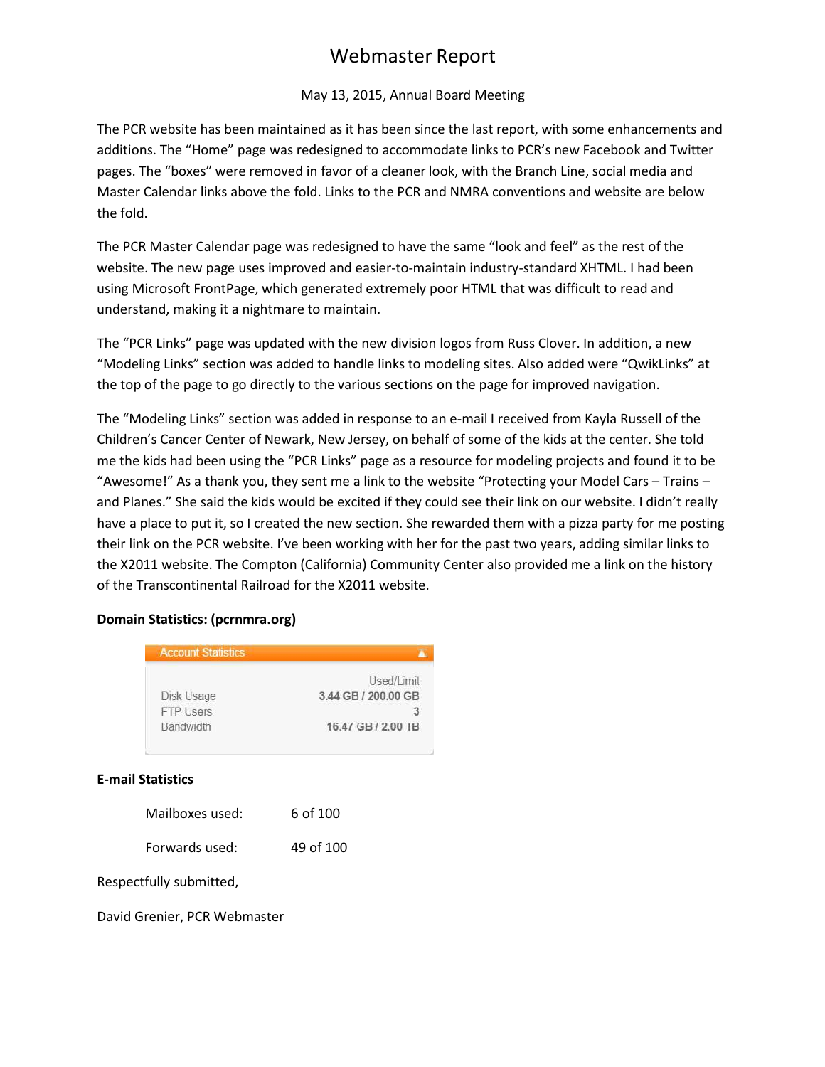# Webmaster Report

May 13, 2015, Annual Board Meeting

The PCR website has been maintained as it has been since the last report, with some enhancements and additions. The "Home" page was redesigned to accommodate links to PCR's new Facebook and Twitter pages. The "boxes" were removed in favor of a cleaner look, with the Branch Line, social media and Master Calendar links above the fold. Links to the PCR and NMRA conventions and website are below the fold.

The PCR Master Calendar page was redesigned to have the same "look and feel" as the rest of the website. The new page uses improved and easier-to-maintain industry-standard XHTML. I had been using Microsoft FrontPage, which generated extremely poor HTML that was difficult to read and understand, making it a nightmare to maintain.

The "PCR Links" page was updated with the new division logos from Russ Clover. In addition, a new "Modeling Links" section was added to handle links to modeling sites. Also added were "QwikLinks" at the top of the page to go directly to the various sections on the page for improved navigation.

The "Modeling Links" section was added in response to an e-mail I received from Kayla Russell of the Children's Cancer Center of Newark, New Jersey, on behalf of some of the kids at the center. She told me the kids had been using the "PCR Links" page as a resource for modeling projects and found it to be "Awesome!" As a thank you, they sent me a link to the website "Protecting your Model Cars – Trains – and Planes." She said the kids would be excited if they could see their link on our website. I didn't really have a place to put it, so I created the new section. She rewarded them with a pizza party for me posting their link on the PCR website. I've been working with her for the past two years, adding similar links to the X2011 website. The Compton (California) Community Center also provided me a link on the history of the Transcontinental Railroad for the X2011 website.

**Domain Statistics: (pcrnmra.org)**

| Account Statistics | Used/Limit |
|---|---|
| Disk Usage | 3.44 GB / 200.00 GB |
| FTP Users | 3 |
| Bandwidth | 16.47 GB / 2.00 TB |

**E-mail Statistics**

| | |
|---|---|
| Mailboxes used: | 6 of 100 |
| Forwards used: | 49 of 100 |

Respectfully submitted,

David Grenier, PCR Webmaster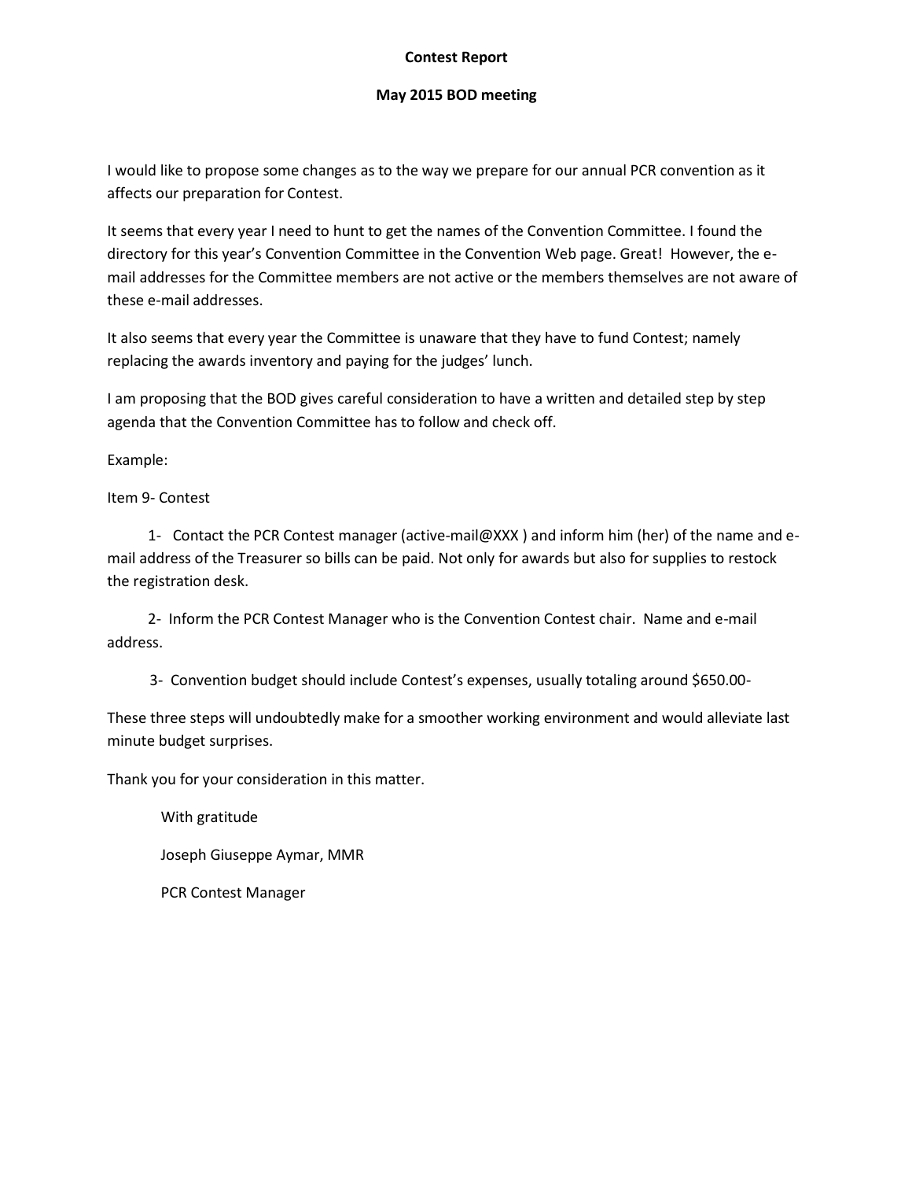**Contest Report**

**May 2015 BOD meeting**

I would like to propose some changes as to the way we prepare for our annual PCR convention as it affects our preparation for Contest.

It seems that every year I need to hunt to get the names of the Convention Committee. I found the directory for this year's Convention Committee in the Convention Web page. Great! However, the e-mail addresses for the Committee members are not active or the members themselves are not aware of these e-mail addresses.

It also seems that every year the Committee is unaware that they have to fund Contest; namely replacing the awards inventory and paying for the judges' lunch.

I am proposing that the BOD gives careful consideration to have a written and detailed step by step agenda that the Convention Committee has to follow and check off.

Example:

Item 9- Contest

1- Contact the PCR Contest manager (active-mail@XXX ) and inform him (her) of the name and e-mail address of the Treasurer so bills can be paid. Not only for awards but also for supplies to restock the registration desk.

2- Inform the PCR Contest Manager who is the Convention Contest chair. Name and e-mail address.

3- Convention budget should include Contest's expenses, usually totaling around $650.00-

These three steps will undoubtedly make for a smoother working environment and would alleviate last minute budget surprises.

Thank you for your consideration in this matter.

With gratitude

Joseph Giuseppe Aymar, MMR

PCR Contest Manager